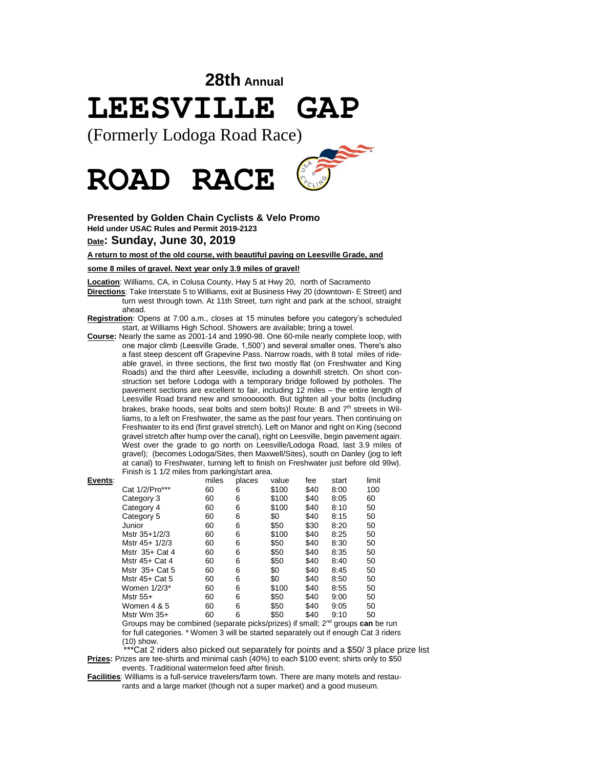# 28th Annual

# LEESVILLE GAP

(Formerly Lodoga Road Race)

# ROAD RACE

**Presented by Golden Chain Cyclists & Velo Promo**
**Held under USAC Rules and Permit 2019-2123**
**Date: Sunday, June 30, 2019**

**A return to most of the old course, with beautiful paving on Leesville Grade, and some 8 miles of gravel. Next year only 3.9 miles of gravel!**

**Location**: Williams, CA, in Colusa County, Hwy 5 at Hwy 20, north of Sacramento

**Directions**: Take Interstate 5 to Williams, exit at Business Hwy 20 (downtown- E Street) and turn west through town. At 11th Street, turn right and park at the school, straight ahead.

**Registration**: Opens at 7:00 a.m., closes at 15 minutes before you category's scheduled start, at Williams High School. Showers are available; bring a towel.

**Course:** Nearly the same as 2001-14 and 1990-98. One 60-mile nearly complete loop, with one major climb (Leesville Grade, 1,500') and several smaller ones. There's also a fast steep descent off Grapevine Pass. Narrow roads, with 8 total miles of ride-able gravel, in three sections, the first two mostly flat (on Freshwater and King Roads) and the third after Leesville, including a downhill stretch. On short construction set before Lodoga with a temporary bridge followed by potholes. The pavement sections are excellent to fair, including 12 miles – the entire length of Leesville Road brand new and smoooooooth. But tighten all your bolts (including brakes, brake hoods, seat bolts and stem bolts)! Route: B and 7th streets in Williams, to a left on Freshwater, the same as the past four years. Then continuing on Freshwater to its end (first gravel stretch). Left on Manor and right on King (second gravel stretch after hump over the canal), right on Leesville, begin pavement again. West over the grade to go north on Leesville/Lodoga Road, last 3.9 miles of gravel); (becomes Lodoga/Sites, then Maxwell/Sites), south on Danley (jog to left at canal) to Freshwater, turning left to finish on Freshwater just before old 99w). Finish is 1 1/2 miles from parking/start area.

**Events**:

| | miles | places | value | fee | start | limit |
|---|---|---|---|---|---|---|
| Cat 1/2/Pro*** | 60 | 6 | $100 | $40 | 8:00 | 100 |
| Category 3 | 60 | 6 | $100 | $40 | 8:05 | 60 |
| Category 4 | 60 | 6 | $100 | $40 | 8:10 | 50 |
| Category 5 | 60 | 6 | $0 | $40 | 8:15 | 50 |
| Junior | 60 | 6 | $50 | $30 | 8:20 | 50 |
| Mstr 35+1/2/3 | 60 | 6 | $100 | $40 | 8:25 | 50 |
| Mstr 45+ 1/2/3 | 60 | 6 | $50 | $40 | 8:30 | 50 |
| Mstr 35+ Cat 4 | 60 | 6 | $50 | $40 | 8:35 | 50 |
| Mstr 45+ Cat 4 | 60 | 6 | $50 | $40 | 8:40 | 50 |
| Mstr 35+ Cat 5 | 60 | 6 | $0 | $40 | 8:45 | 50 |
| Mstr 45+ Cat 5 | 60 | 6 | $0 | $40 | 8:50 | 50 |
| Women 1/2/3* | 60 | 6 | $100 | $40 | 8:55 | 50 |
| Mstr 55+ | 60 | 6 | $50 | $40 | 9:00 | 50 |
| Women 4 & 5 | 60 | 6 | $50 | $40 | 9:05 | 50 |
| Mstr Wm 35+ | 60 | 6 | $50 | $40 | 9:10 | 50 |

Groups may be combined (separate picks/prizes) if small; 2nd groups **can** be run for full categories. * Women 3 will be started separately out if enough Cat 3 riders (10) show.

***Cat 2 riders also picked out separately for points and a $50/ 3 place prize list

**Prizes:** Prizes are tee-shirts and minimal cash (40%) to each $100 event; shirts only to $50 events. Traditional watermelon feed after finish.

**Facilities**: Williams is a full-service travelers/farm town. There are many motels and restaurants and a large market (though not a super market) and a good museum.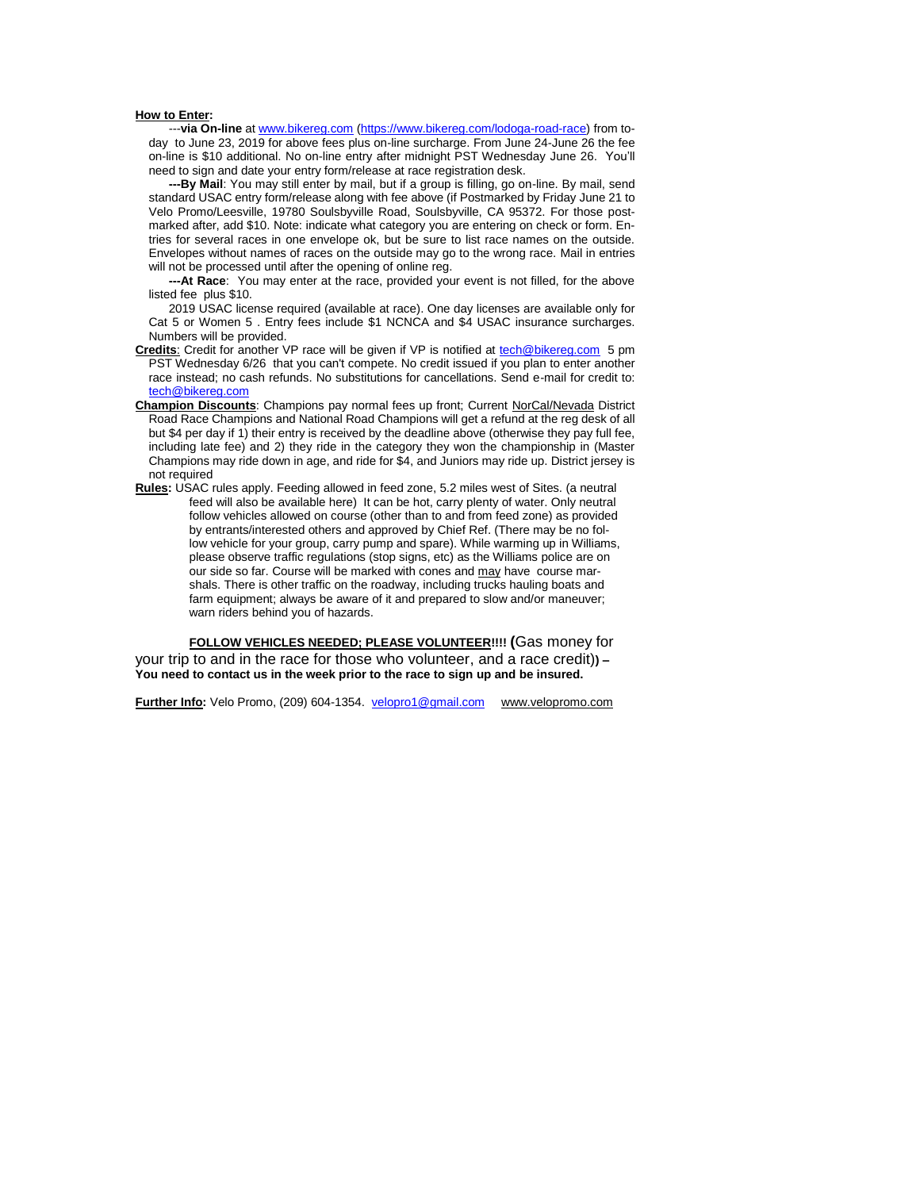**How to Enter:**

---**via On-line** at www.bikereg.com (https://www.bikereg.com/lodoga-road-race) from today to June 23, 2019 for above fees plus on-line surcharge. From June 24-June 26 the fee on-line is $10 additional. No on-line entry after midnight PST Wednesday June 26. You'll need to sign and date your entry form/release at race registration desk.

**---By Mail**: You may still enter by mail, but if a group is filling, go on-line. By mail, send standard USAC entry form/release along with fee above (if Postmarked by Friday June 21 to Velo Promo/Leesville, 19780 Soulsbyville Road, Soulsbyville, CA 95372. For those postmarked after, add $10. Note: indicate what category you are entering on check or form. Entries for several races in one envelope ok, but be sure to list race names on the outside. Envelopes without names of races on the outside may go to the wrong race. Mail in entries will not be processed until after the opening of online reg.

**---At Race**: You may enter at the race, provided your event is not filled, for the above listed fee plus $10.

2019 USAC license required (available at race). One day licenses are available only for Cat 5 or Women 5 . Entry fees include $1 NCNCA and $4 USAC insurance surcharges. Numbers will be provided.

**Credits**: Credit for another VP race will be given if VP is notified at tech@bikereg.com 5 pm PST Wednesday 6/26 that you can't compete. No credit issued if you plan to enter another race instead; no cash refunds. No substitutions for cancellations. Send e-mail for credit to: tech@bikereg.com

**Champion Discounts**: Champions pay normal fees up front; Current NorCal/Nevada District Road Race Champions and National Road Champions will get a refund at the reg desk of all but $4 per day if 1) their entry is received by the deadline above (otherwise they pay full fee, including late fee) and 2) they ride in the category they won the championship in (Master Champions may ride down in age, and ride for $4, and Juniors may ride up. District jersey is not required

**Rules:** USAC rules apply. Feeding allowed in feed zone, 5.2 miles west of Sites. (a neutral feed will also be available here) It can be hot, carry plenty of water. Only neutral follow vehicles allowed on course (other than to and from feed zone) as provided by entrants/interested others and approved by Chief Ref. (There may be no follow vehicle for your group, carry pump and spare). While warming up in Williams, please observe traffic regulations (stop signs, etc) as the Williams police are on our side so far. Course will be marked with cones and may have course marshals. There is other traffic on the roadway, including trucks hauling boats and farm equipment; always be aware of it and prepared to slow and/or maneuver; warn riders behind you of hazards.

**FOLLOW VEHICLES NEEDED; PLEASE VOLUNTEER!!!! (**Gas money for your trip to and in the race for those who volunteer, and a race credit)**) – You need to contact us in the week prior to the race to sign up and be insured.**

**Further Info:** Velo Promo, (209) 604-1354. velopro1@gmail.com www.velopromo.com